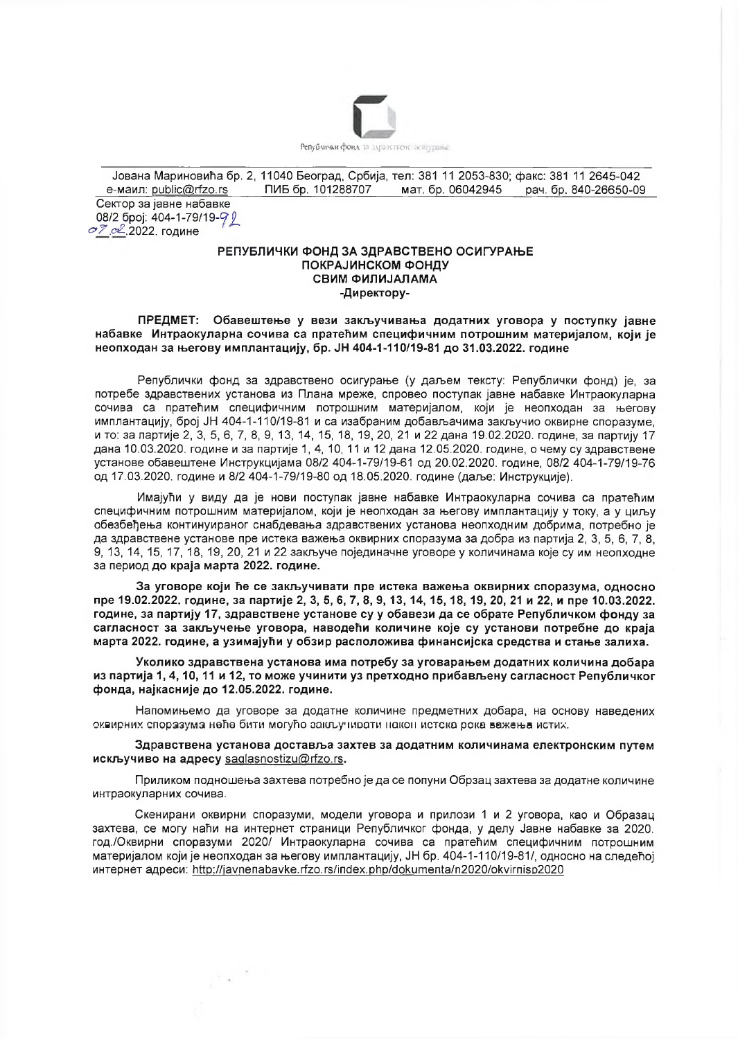Републички фонд за здравствено осигурање

Јована Мариновића бр. 2, 11040 Београд, Србија, тел: 381 11 2053-830; факс: 381 11 2645-042
е-маил: public@rfzo.rs ПИБ бр. 101288707 мат. бр. 06042945 рач. бр. 840-26650-09

Сектор за јавне набавке
08/2 број: 404-1-79/19-92
07.02.2022. године

**РЕПУБЛИЧКИ ФОНД ЗА ЗДРАВСТВЕНО ОСИГУРАЊЕ**
**ПОКРАЈИНСКОМ ФОНДУ**
**СВИМ ФИЛИЈАЛАМА**
**-Директору-**

**ПРЕДМЕТ: Обавештење у вези закључивања додатних уговора у поступку јавне набавке Интраокуларна сочива са пратећим специфичним потрошним материјалом, који је неопходан за његову имплантацију, бр. ЈН 404-1-110/19-81 до 31.03.2022. године**

Републички фонд за здравствено осигурање (у даљем тексту: Републички фонд) је, за потребе здравствених установа из Плана мреже, спровео поступак јавне набавке Интраокуларна сочива са пратећим специфичним потрошним материјалом, који је неопходан за његову имплантацију, број ЈН 404-1-110/19-81 и са изабраним добављачима закључио оквирне споразуме, и то: за партије 2, 3, 5, 6, 7, 8, 9, 13, 14, 15, 18, 19, 20, 21 и 22 дана 19.02.2020. године, за партију 17 дана 10.03.2020. године и за партије 1, 4, 10, 11 и 12 дана 12.05.2020. године, о чему су здравствене установе обавештене Инструкцијама 08/2 404-1-79/19-61 од 20.02.2020. године, 08/2 404-1-79/19-76 од 17.03.2020. године и 8/2 404-1-79/19-80 од 18.05.2020. године (даље: Инструкције).

Имајући у виду да је нови поступак јавне набавке Интраокуларна сочива са пратећим специфичним потрошним материјалом, који је неопходан за његову имплантацију у току, а у циљу обезбеђења континуираног снабдевања здравствених установа неопходним добрима, потребно је да здравствене установе пре истека важења оквирних споразума за добра из партија 2, 3, 5, 6, 7, 8, 9, 13, 14, 15, 17, 18, 19, 20, 21 и 22 закључе појединачне уговоре у количинама које су им неопходне за период **до краја марта 2022. године.**

**За уговоре који ће се закључивати пре истека важења оквирних споразума, односно пре 19.02.2022. године, за партије 2, 3, 5, 6, 7, 8, 9, 13, 14, 15, 18, 19, 20, 21 и 22, и пре 10.03.2022. године, за партију 17, здравствене установе су у обавези да се обрате Републичком фонду за сагласност за закључење уговора, наводећи количине које су установи потребне до краја марта 2022. године, а узимајући у обзир расположива финансијска средства и стање залиха.**

**Уколико здравствена установа има потребу за уговарањем додатних количина добара из партија 1, 4, 10, 11 и 12, то може учинити уз претходно прибављену сагласност Републичког фонда, најкасније до 12.05.2022. године.**

Напомињемо да уговоре за додатне количине предметних добара, на основу наведених оквирних споразума неће бити могуће закључивати након истека рока важења истих.

**Здравствена установа доставља захтев за додатним количинама електронским путем искључиво на адресу saglasnostizu@rfzo.rs.**

Приликом подношења захтева потребно је да се попуни Обрзац захтева за додатне количине интраокуларних сочива.

Скенирани оквирни споразуми, модели уговора и прилози 1 и 2 уговора, као и Образац захтева, се могу наћи на интернет страници Републичког фонда, у делу Јавне набавке за 2020. год./Оквирни споразуми 2020/ Интраокуларна сочива са пратећим специфичним потрошним материјалом који је неопходан за његову имплантацију, ЈН бр. 404-1-110/19-81/, односно на следећој интернет адреси: http://javnenabavke.rfzo.rs/index.php/dokumenta/n2020/okvirnisp2020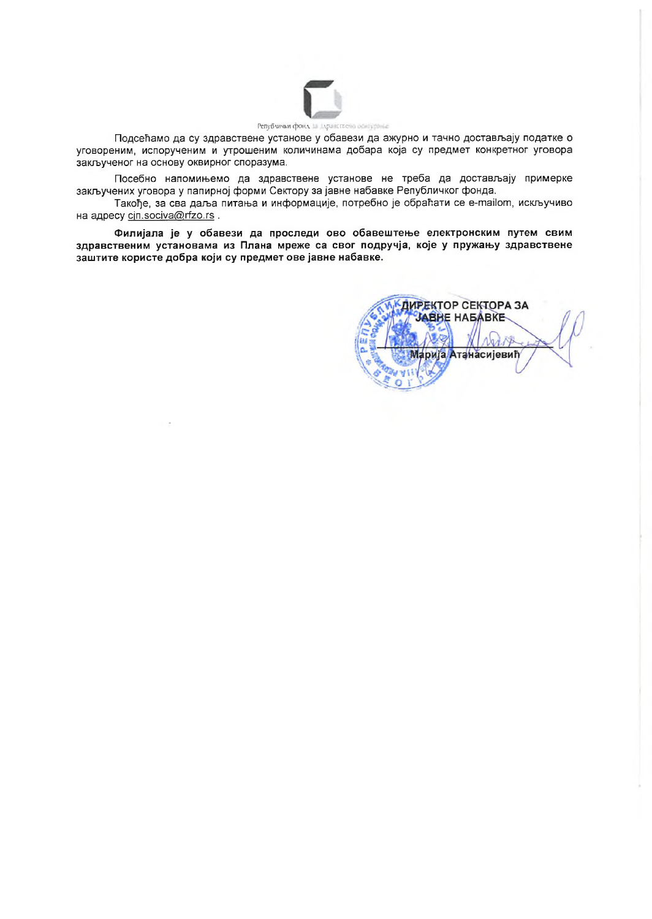Подсећамо да су здравствене установе у обавези да ажурно и тачно достављају податке о уговореним, испорученим и утрошеним количинама добара која су предмет конкретног уговора закљученог на основу оквирног споразума.

Посебно напомињемо да здравствене установе не треба да достављају примерке закључених уговора у папирној форми Сектору за јавне набавке Републичког фонда.

Такође, за сва даља питања и информације, потребно је обраћати се e-mailom, искључиво на адресу cjn.sociva@rfzo.rs .

**Филијала је у обавези да проследи ово обавештење електронским путем свим здравственим установама из Плана мреже са свог подручја, које у пружању здравствене заштите користе добра који су предмет ове јавне набавке.**

**ДИРЕКТОР СЕКТОРА ЗА ЈАВНЕ НАБАВКЕ**

**Марија Атанасијевић**